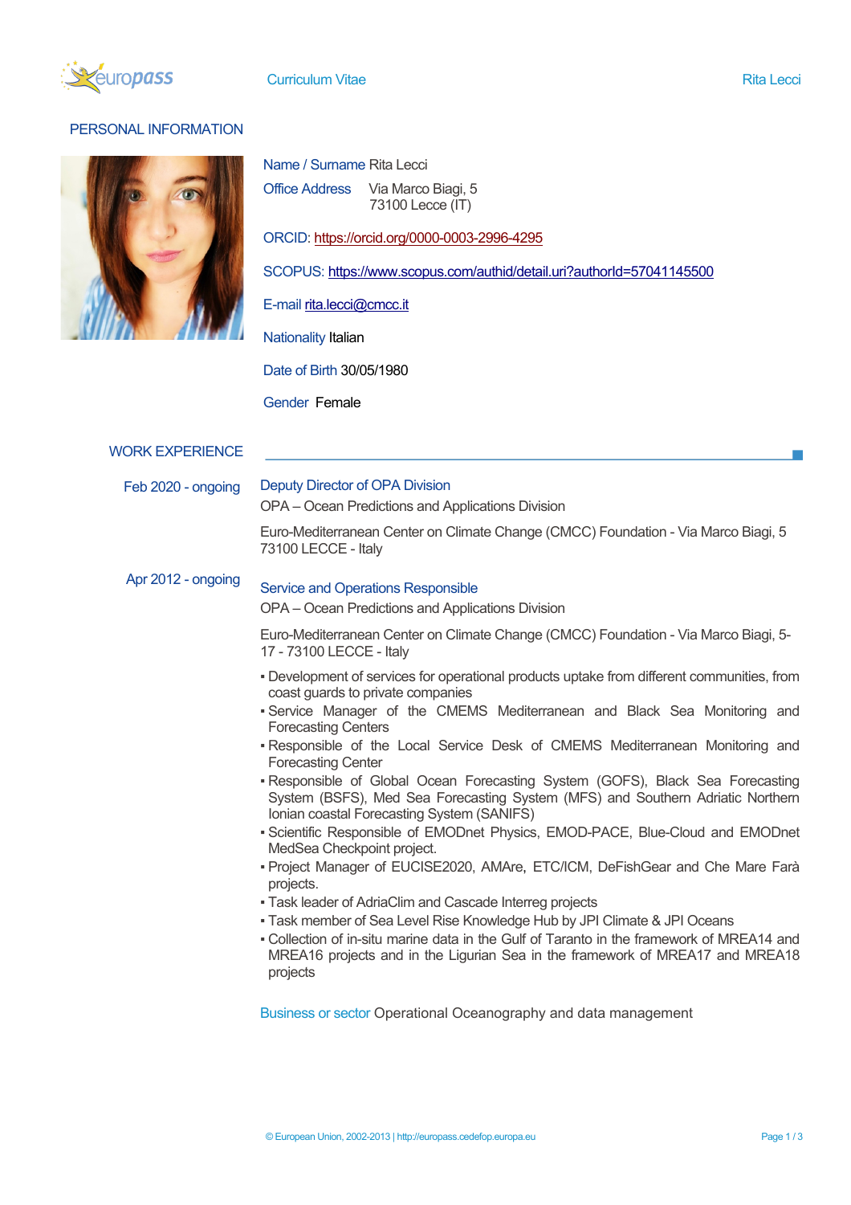# Curriculum Vitae

## PERSONAL INFORMATION

Name / Surname Rita Lecci

Office Address Via Marco Biagi, 5
73100 Lecce (IT)

ORCID: https://orcid.org/0000-0003-2996-4295

SCOPUS: https://www.scopus.com/authid/detail.uri?authorId=57041145500

E-mail rita.lecci@cmcc.it

Nationality Italian

Date of Birth 30/05/1980

Gender Female

## WORK EXPERIENCE

**Feb 2020 - ongoing**

### Deputy Director of OPA Division

OPA – Ocean Predictions and Applications Division

Euro-Mediterranean Center on Climate Change (CMCC) Foundation - Via Marco Biagi, 5 73100 LECCE - Italy

**Apr 2012 - ongoing**

### Service and Operations Responsible

OPA – Ocean Predictions and Applications Division

Euro-Mediterranean Center on Climate Change (CMCC) Foundation - Via Marco Biagi, 5-17 - 73100 LECCE - Italy

- Development of services for operational products uptake from different communities, from coast guards to private companies
- Service Manager of the CMEMS Mediterranean and Black Sea Monitoring and Forecasting Centers
- Responsible of the Local Service Desk of CMEMS Mediterranean Monitoring and Forecasting Center
- Responsible of Global Ocean Forecasting System (GOFS), Black Sea Forecasting System (BSFS), Med Sea Forecasting System (MFS) and Southern Adriatic Northern Ionian coastal Forecasting System (SANIFS)
- Scientific Responsible of EMODnet Physics, EMOD-PACE, Blue-Cloud and EMODnet MedSea Checkpoint project.
- Project Manager of EUCISE2020, AMAre, ETC/ICM, DeFishGear and Che Mare Farà projects.
- Task leader of AdriaClim and Cascade Interreg projects
- Task member of Sea Level Rise Knowledge Hub by JPI Climate & JPI Oceans
- Collection of in-situ marine data in the Gulf of Taranto in the framework of MREA14 and MREA16 projects and in the Ligurian Sea in the framework of MREA17 and MREA18 projects

Business or sector Operational Oceanography and data management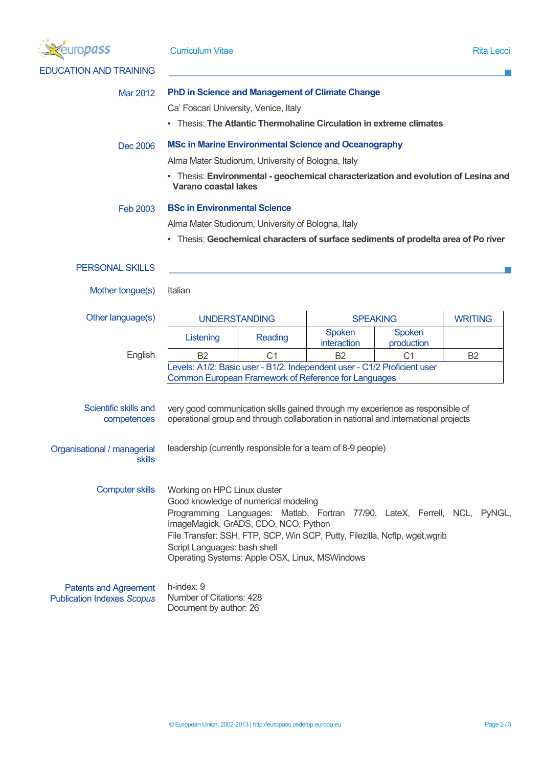## EDUCATION AND TRAINING

**Mar 2012** — **PhD in Science and Management of Climate Change**

Ca' Foscari University, Venice, Italy

- Thesis: **The Atlantic Thermohaline Circulation in extreme climates**

**Dec 2006** — **MSc in Marine Environmental Science and Oceanography**

Alma Mater Studiorum, University of Bologna, Italy

- Thesis: **Environmental - geochemical characterization and evolution of Lesina and Varano coastal lakes**

**Feb 2003** — **BSc in Environmental Science**

Alma Mater Studiorum, University of Bologna, Italy

- Thesis: **Geochemical characters of surface sediments of prodelta area of Po river**

## PERSONAL SKILLS

**Mother tongue(s)**

Italian

**Other language(s)**

| | UNDERSTANDING | | SPEAKING | | WRITING |
|---|---|---|---|---|---|
| | Listening | Reading | Spoken interaction | Spoken production | |
| English | B2 | C1 | B2 | C1 | B2 |

Levels: A1/2: Basic user - B1/2: Independent user - C1/2 Proficient user
Common European Framework of Reference for Languages

**Scientific skills and competences**

very good communication skills gained through my experience as responsible of operational group and through collaboration in national and international projects

**Organisational / managerial skills**

leadership (currently responsible for a team of 8-9 people)

**Computer skills**

Working on HPC Linux cluster
Good knowledge of numerical modeling
Programming Languages: Matlab, Fortran 77/90, LateX, Ferrell, NCL, PyNGL, ImageMagick, GrADS, CDO, NCO, Python
File Transfer: SSH, FTP, SCP, Win SCP, Putty, Filezilla, Ncftp, wget,wgrib
Script Languages: bash shell
Operating Systems: Apple OSX, Linux, MSWindows

**Patents and Agreement Publication Indexes *Scopus***

h-index: 9
Number of Citations: 428
Document by author: 26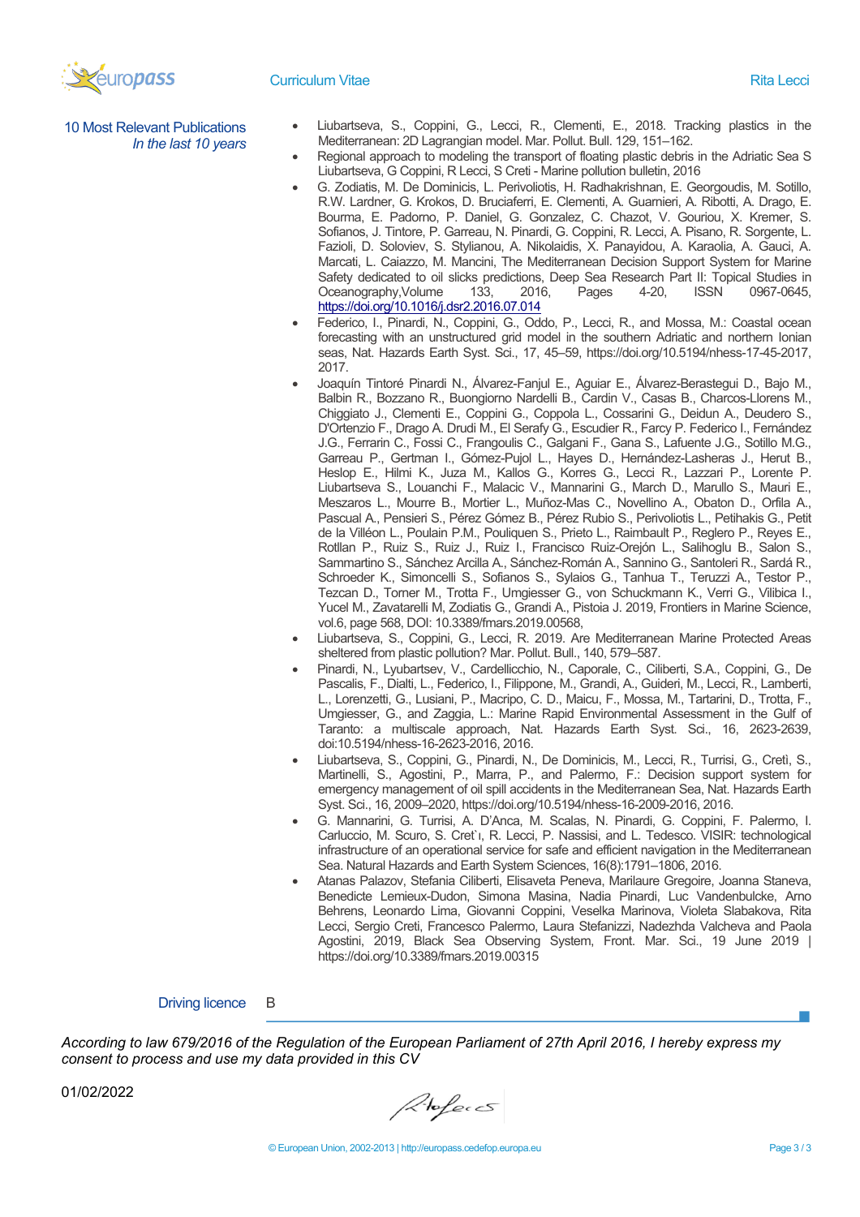## 10 Most Relevant Publications
*In the last 10 years*

- Liubartseva, S., Coppini, G., Lecci, R., Clementi, E., 2018. Tracking plastics in the Mediterranean: 2D Lagrangian model. Mar. Pollut. Bull. 129, 151–162.
- Regional approach to modeling the transport of floating plastic debris in the Adriatic Sea S Liubartseva, G Coppini, R Lecci, S Creti - Marine pollution bulletin, 2016
- G. Zodiatis, M. De Dominicis, L. Perivoliotis, H. Radhakrishnan, E. Georgoudis, M. Sotillo, R.W. Lardner, G. Krokos, D. Bruciaferri, E. Clementi, A. Guarnieri, A. Ribotti, A. Drago, E. Bourma, E. Padorno, P. Daniel, G. Gonzalez, C. Chazot, V. Gouriou, X. Kremer, S. Sofianos, J. Tintore, P. Garreau, N. Pinardi, G. Coppini, R. Lecci, A. Pisano, R. Sorgente, L. Fazioli, D. Soloviev, S. Stylianou, A. Nikolaidis, X. Panayidou, A. Karaolia, A. Gauci, A. Marcati, L. Caiazzo, M. Mancini, The Mediterranean Decision Support System for Marine Safety dedicated to oil slicks predictions, Deep Sea Research Part II: Topical Studies in Oceanography,Volume 133, 2016, Pages 4-20, ISSN 0967-0645, https://doi.org/10.1016/j.dsr2.2016.07.014
- Federico, I., Pinardi, N., Coppini, G., Oddo, P., Lecci, R., and Mossa, M.: Coastal ocean forecasting with an unstructured grid model in the southern Adriatic and northern Ionian seas, Nat. Hazards Earth Syst. Sci., 17, 45–59, https://doi.org/10.5194/nhess-17-45-2017, 2017.
- Joaquín Tintoré Pinardi N., Álvarez-Fanjul E., Aguiar E., Álvarez-Berastegui D., Bajo M., Balbin R., Bozzano R., Buongiorno Nardelli B., Cardin V., Casas B., Charcos-Llorens M., Chiggiato J., Clementi E., Coppini G., Coppola L., Cossarini G., Deidun A., Deudero S., D'Ortenzio F., Drago A. Drudi M., El Serafy G., Escudier R., Farcy P. Federico I., Fernández J.G., Ferrarin C., Fossi C., Frangoulis C., Galgani F., Gana S., Lafuente J.G., Sotillo M.G., Garreau P., Gertman I., Gómez-Pujol L., Hayes D., Hernández-Lasheras J., Herut B., Heslop E., Hilmi K., Juza M., Kallos G., Korres G., Lecci R., Lazzari P., Lorente P. Liubartseva S., Louanchi F., Malacic V., Mannarini G., March D., Marullo S., Mauri E., Meszaros L., Mourre B., Mortier L., Muñoz-Mas C., Novellino A., Obaton D., Orfila A., Pascual A., Pensieri S., Pérez Gómez B., Pérez Rubio S., Perivoliotis L., Petihakis G., Petit de la Villéon L., Poulain P.M., Pouliquen S., Prieto L., Raimbault P., Reglero P., Reyes E., Rotllan P., Ruiz S., Ruiz J., Ruiz I., Francisco Ruiz-Orejón L., Salihoglu B., Salon S., Sammartino S., Sánchez Arcilla A., Sánchez-Román A., Sannino G., Santoleri R., Sardá R., Schroeder K., Simoncelli S., Sofianos S., Sylaios G., Tanhua T., Teruzzi A., Testor P., Tezcan D., Torner M., Trotta F., Umgiesser G., von Schuckmann K., Verri G., Vilibica I., Yucel M., Zavatarelli M, Zodiatis G., Grandi A., Pistoia J. 2019, Frontiers in Marine Science, vol.6, page 568, DOI: 10.3389/fmars.2019.00568,
- Liubartseva, S., Coppini, G., Lecci, R. 2019. Are Mediterranean Marine Protected Areas sheltered from plastic pollution? Mar. Pollut. Bull., 140, 579–587.
- Pinardi, N., Lyubartsev, V., Cardellicchio, N., Caporale, C., Ciliberti, S.A., Coppini, G., De Pascalis, F., Dialti, L., Federico, I., Filippone, M., Grandi, A., Guideri, M., Lecci, R., Lamberti, L., Lorenzetti, G., Lusiani, P., Macripo, C. D., Maicu, F., Mossa, M., Tartarini, D., Trotta, F., Umgiesser, G., and Zaggia, L.: Marine Rapid Environmental Assessment in the Gulf of Taranto: a multiscale approach, Nat. Hazards Earth Syst. Sci., 16, 2623-2639, doi:10.5194/nhess-16-2623-2016, 2016.
- Liubartseva, S., Coppini, G., Pinardi, N., De Dominicis, M., Lecci, R., Turrisi, G., Cretì, S., Martinelli, S., Agostini, P., Marra, P., and Palermo, F.: Decision support system for emergency management of oil spill accidents in the Mediterranean Sea, Nat. Hazards Earth Syst. Sci., 16, 2009–2020, https://doi.org/10.5194/nhess-16-2009-2016, 2016.
- G. Mannarini, G. Turrisi, A. D'Anca, M. Scalas, N. Pinardi, G. Coppini, F. Palermo, I. Carluccio, M. Scuro, S. Cret`ı, R. Lecci, P. Nassisi, and L. Tedesco. VISIR: technological infrastructure of an operational service for safe and efficient navigation in the Mediterranean Sea. Natural Hazards and Earth System Sciences, 16(8):1791–1806, 2016.
- Atanas Palazov, Stefania Ciliberti, Elisaveta Peneva, Marilaure Gregoire, Joanna Staneva, Benedicte Lemieux-Dudon, Simona Masina, Nadia Pinardi, Luc Vandenbulcke, Arno Behrens, Leonardo Lima, Giovanni Coppini, Veselka Marinova, Violeta Slabakova, Rita Lecci, Sergio Creti, Francesco Palermo, Laura Stefanizzi, Nadezhda Valcheva and Paola Agostini, 2019, Black Sea Observing System, Front. Mar. Sci., 19 June 2019 | https://doi.org/10.3389/fmars.2019.00315

**Driving licence** B

*According to law 679/2016 of the Regulation of the European Parliament of 27th April 2016, I hereby express my consent to process and use my data provided in this CV*

01/02/2022